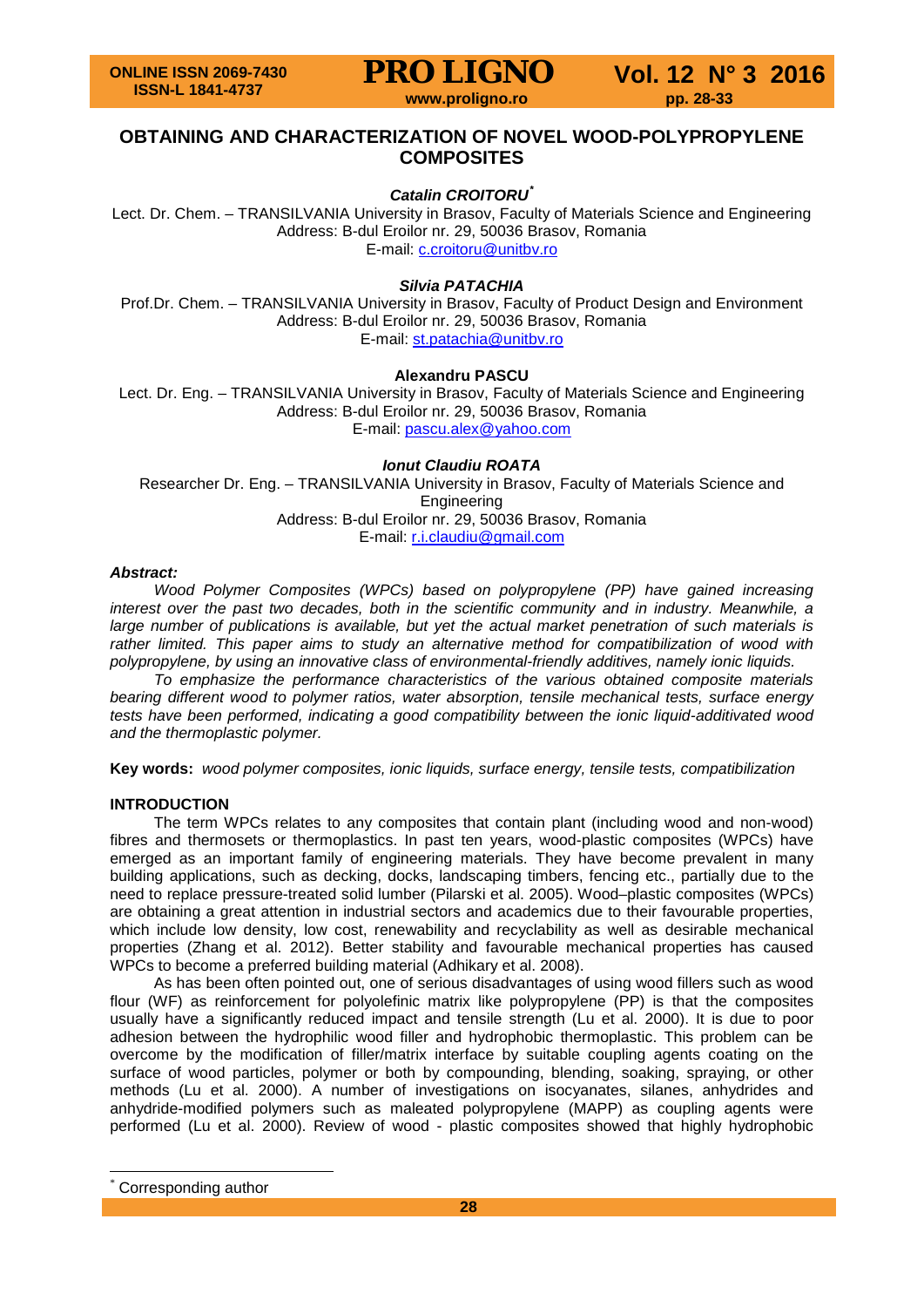# OBTAINING AND CHARACTERIZATION OF NOVEL WOOD-POLYPROPYLENE COMPOSITES

***Catalin CROITORU**** 
Lect. Dr. Chem. – TRANSILVANIA University in Brasov, Faculty of Materials Science and Engineering 
Address: B-dul Eroilor nr. 29, 50036 Brasov, Romania 
E-mail: c.croitoru@unitbv.ro

***Silvia PATACHIA*** 
Prof.Dr. Chem. – TRANSILVANIA University in Brasov, Faculty of Product Design and Environment 
Address: B-dul Eroilor nr. 29, 50036 Brasov, Romania 
E-mail: st.patachia@unitbv.ro

**Alexandru PASCU** 
Lect. Dr. Eng. – TRANSILVANIA University in Brasov, Faculty of Materials Science and Engineering 
Address: B-dul Eroilor nr. 29, 50036 Brasov, Romania 
E-mail: pascu.alex@yahoo.com

***Ionut Claudiu ROATA*** 
Researcher Dr. Eng. – TRANSILVANIA University in Brasov, Faculty of Materials Science and Engineering 
Address: B-dul Eroilor nr. 29, 50036 Brasov, Romania 
E-mail: r.i.claudiu@gmail.com

***Abstract:***

*Wood Polymer Composites (WPCs) based on polypropylene (PP) have gained increasing interest over the past two decades, both in the scientific community and in industry. Meanwhile, a large number of publications is available, but yet the actual market penetration of such materials is rather limited. This paper aims to study an alternative method for compatibilization of wood with polypropylene, by using an innovative class of environmental-friendly additives, namely ionic liquids.*

*To emphasize the performance characteristics of the various obtained composite materials bearing different wood to polymer ratios, water absorption, tensile mechanical tests, surface energy tests have been performed, indicating a good compatibility between the ionic liquid-additivated wood and the thermoplastic polymer.*

**Key words:** *wood polymer composites, ionic liquids, surface energy, tensile tests, compatibilization*

## INTRODUCTION

The term WPCs relates to any composites that contain plant (including wood and non-wood) fibres and thermosets or thermoplastics. In past ten years, wood-plastic composites (WPCs) have emerged as an important family of engineering materials. They have become prevalent in many building applications, such as decking, docks, landscaping timbers, fencing etc., partially due to the need to replace pressure-treated solid lumber (Pilarski et al. 2005). Wood–plastic composites (WPCs) are obtaining a great attention in industrial sectors and academics due to their favourable properties, which include low density, low cost, renewability and recyclability as well as desirable mechanical properties (Zhang et al. 2012). Better stability and favourable mechanical properties has caused WPCs to become a preferred building material (Adhikary et al. 2008).

As has been often pointed out, one of serious disadvantages of using wood fillers such as wood flour (WF) as reinforcement for polyolefinic matrix like polypropylene (PP) is that the composites usually have a significantly reduced impact and tensile strength (Lu et al. 2000). It is due to poor adhesion between the hydrophilic wood filler and hydrophobic thermoplastic. This problem can be overcome by the modification of filler/matrix interface by suitable coupling agents coating on the surface of wood particles, polymer or both by compounding, blending, soaking, spraying, or other methods (Lu et al. 2000). A number of investigations on isocyanates, silanes, anhydrides and anhydride-modified polymers such as maleated polypropylene (MAPP) as coupling agents were performed (Lu et al. 2000). Review of wood - plastic composites showed that highly hydrophobic

\* Corresponding author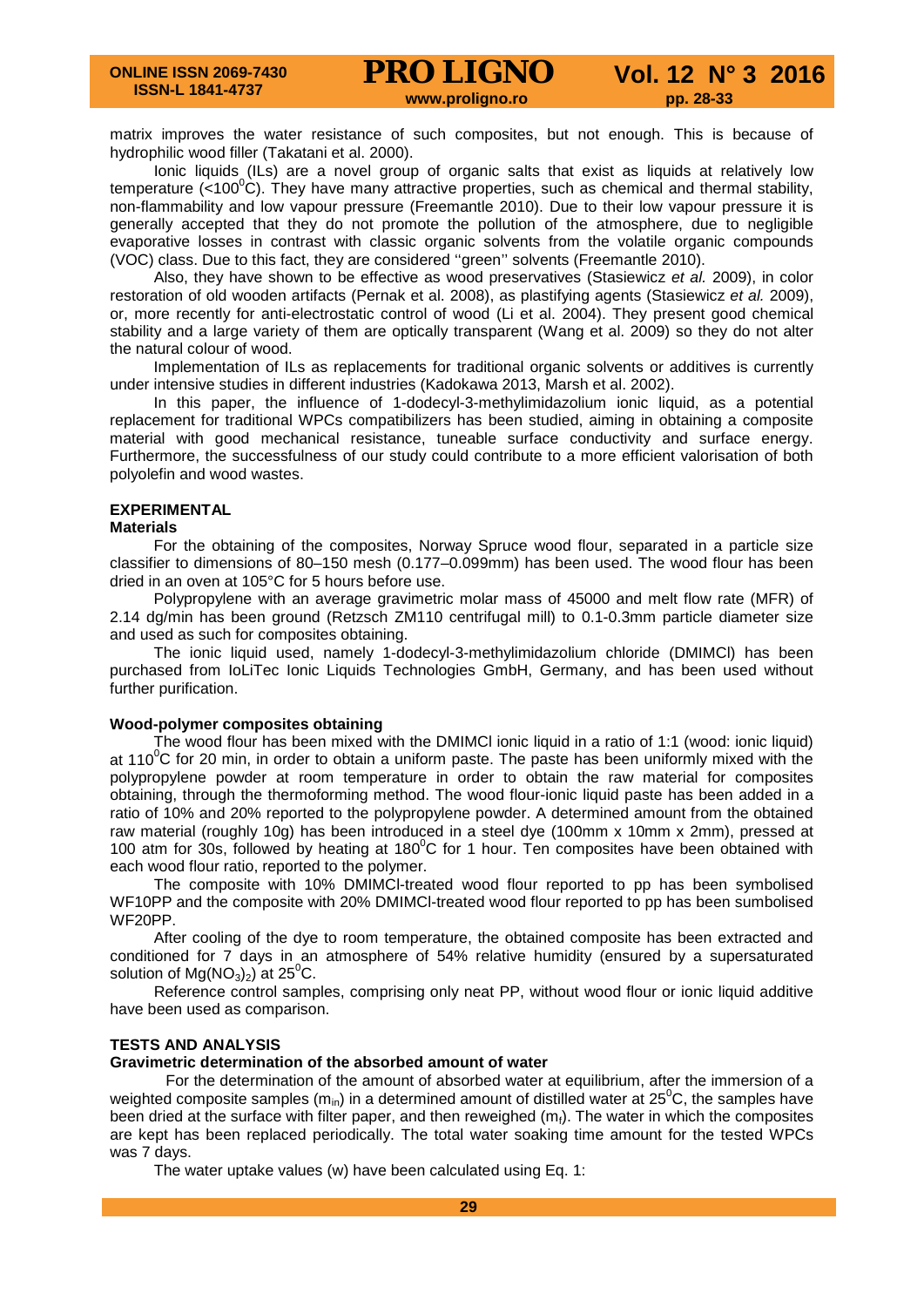matrix improves the water resistance of such composites, but not enough. This is because of hydrophilic wood filler (Takatani et al. 2000).

Ionic liquids (ILs) are a novel group of organic salts that exist as liquids at relatively low temperature (<100$^0$C). They have many attractive properties, such as chemical and thermal stability, non-flammability and low vapour pressure (Freemantle 2010). Due to their low vapour pressure it is generally accepted that they do not promote the pollution of the atmosphere, due to negligible evaporative losses in contrast with classic organic solvents from the volatile organic compounds (VOC) class. Due to this fact, they are considered ''green'' solvents (Freemantle 2010).

Also, they have shown to be effective as wood preservatives (Stasiewicz *et al.* 2009), in color restoration of old wooden artifacts (Pernak et al. 2008), as plastifying agents (Stasiewicz *et al.* 2009), or, more recently for anti-electrostatic control of wood (Li et al. 2004). They present good chemical stability and a large variety of them are optically transparent (Wang et al. 2009) so they do not alter the natural colour of wood.

Implementation of ILs as replacements for traditional organic solvents or additives is currently under intensive studies in different industries (Kadokawa 2013, Marsh et al. 2002).

In this paper, the influence of 1-dodecyl-3-methylimidazolium ionic liquid, as a potential replacement for traditional WPCs compatibilizers has been studied, aiming in obtaining a composite material with good mechanical resistance, tuneable surface conductivity and surface energy. Furthermore, the successfulness of our study could contribute to a more efficient valorisation of both polyolefin and wood wastes.

## EXPERIMENTAL

### Materials

For the obtaining of the composites, Norway Spruce wood flour, separated in a particle size classifier to dimensions of 80–150 mesh (0.177–0.099mm) has been used. The wood flour has been dried in an oven at 105°C for 5 hours before use.

Polypropylene with an average gravimetric molar mass of 45000 and melt flow rate (MFR) of 2.14 dg/min has been ground (Retzsch ZM110 centrifugal mill) to 0.1-0.3mm particle diameter size and used as such for composites obtaining.

The ionic liquid used, namely 1-dodecyl-3-methylimidazolium chloride (DMIMCl) has been purchased from IoLiTec Ionic Liquids Technologies GmbH, Germany, and has been used without further purification.

### Wood-polymer composites obtaining

The wood flour has been mixed with the DMIMCl ionic liquid in a ratio of 1:1 (wood: ionic liquid) at 110$^0$C for 20 min, in order to obtain a uniform paste. The paste has been uniformly mixed with the polypropylene powder at room temperature in order to obtain the raw material for composites obtaining, through the thermoforming method. The wood flour-ionic liquid paste has been added in a ratio of 10% and 20% reported to the polypropylene powder. A determined amount from the obtained raw material (roughly 10g) has been introduced in a steel dye (100mm x 10mm x 2mm), pressed at 100 atm for 30s, followed by heating at 180$^0$C for 1 hour. Ten composites have been obtained with each wood flour ratio, reported to the polymer.

The composite with 10% DMIMCl-treated wood flour reported to pp has been symbolised WF10PP and the composite with 20% DMIMCl-treated wood flour reported to pp has been sumbolised WF20PP.

After cooling of the dye to room temperature, the obtained composite has been extracted and conditioned for 7 days in an atmosphere of 54% relative humidity (ensured by a supersaturated solution of $Mg(NO_3)_2$) at 25$^0$C.

Reference control samples, comprising only neat PP, without wood flour or ionic liquid additive have been used as comparison.

## TESTS AND ANALYSIS

### Gravimetric determination of the absorbed amount of water

For the determination of the amount of absorbed water at equilibrium, after the immersion of a weighted composite samples ($m_{in}$) in a determined amount of distilled water at 25$^0$C, the samples have been dried at the surface with filter paper, and then reweighed ($m_f$). The water in which the composites are kept has been replaced periodically. The total water soaking time amount for the tested WPCs was 7 days.

The water uptake values (w) have been calculated using Eq. 1: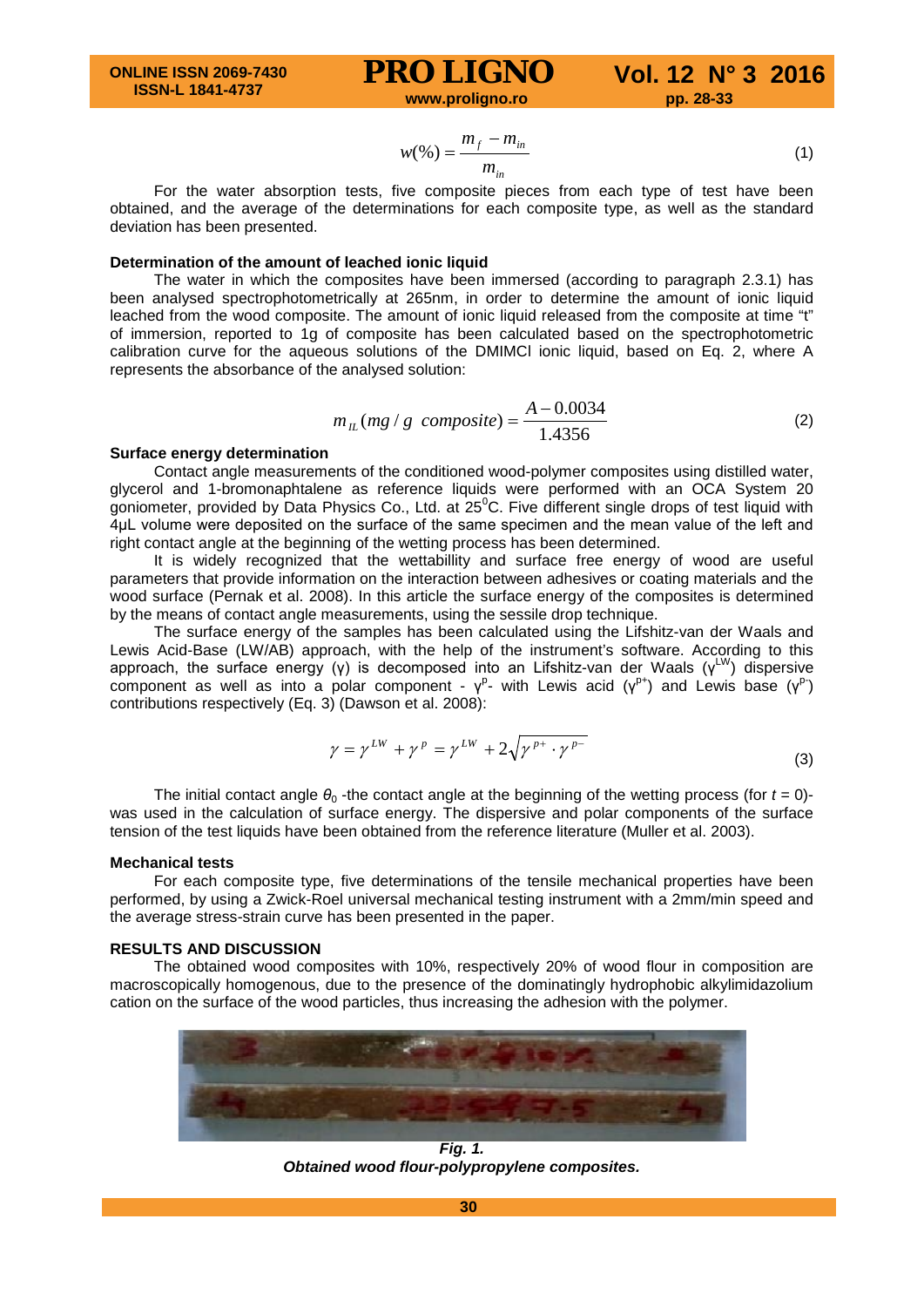$$w(\%) = \frac{m_f - m_{in}}{m_{in}} \tag{1}$$

For the water absorption tests, five composite pieces from each type of test have been obtained, and the average of the determinations for each composite type, as well as the standard deviation has been presented.

**Determination of the amount of leached ionic liquid**

The water in which the composites have been immersed (according to paragraph 2.3.1) has been analysed spectrophotometrically at 265nm, in order to determine the amount of ionic liquid leached from the wood composite. The amount of ionic liquid released from the composite at time "t" of immersion, reported to 1g of composite has been calculated based on the spectrophotometric calibration curve for the aqueous solutions of the DMIMCl ionic liquid, based on Eq. 2, where A represents the absorbance of the analysed solution:

$$m_{IL}(mg/g\ \ composite) = \frac{A - 0.0034}{1.4356} \tag{2}$$

**Surface energy determination**

Contact angle measurements of the conditioned wood-polymer composites using distilled water, glycerol and 1-bromonaphtalene as reference liquids were performed with an OCA System 20 goniometer, provided by Data Physics Co., Ltd. at $25^0$C. Five different single drops of test liquid with 4μL volume were deposited on the surface of the same specimen and the mean value of the left and right contact angle at the beginning of the wetting process has been determined.

It is widely recognized that the wettabillity and surface free energy of wood are useful parameters that provide information on the interaction between adhesives or coating materials and the wood surface (Pernak et al. 2008). In this article the surface energy of the composites is determined by the means of contact angle measurements, using the sessile drop technique.

The surface energy of the samples has been calculated using the Lifshitz-van der Waals and Lewis Acid-Base (LW/AB) approach, with the help of the instrument's software. According to this approach, the surface energy (γ) is decomposed into an Lifshitz-van der Waals ($\gamma^{LW}$) dispersive component as well as into a polar component - $\gamma^{p}$- with Lewis acid ($\gamma^{p+}$) and Lewis base ($\gamma^{p-}$) contributions respectively (Eq. 3) (Dawson et al. 2008):

$$\gamma = \gamma^{LW} + \gamma^{p} = \gamma^{LW} + 2\sqrt{\gamma^{p+} \cdot \gamma^{p-}} \tag{3}$$

The initial contact angle $\theta_0$ -the contact angle at the beginning of the wetting process (for $t = 0$)- was used in the calculation of surface energy. The dispersive and polar components of the surface tension of the test liquids have been obtained from the reference literature (Muller et al. 2003).

**Mechanical tests**

For each composite type, five determinations of the tensile mechanical properties have been performed, by using a Zwick-Roel universal mechanical testing instrument with a 2mm/min speed and the average stress-strain curve has been presented in the paper.

**RESULTS AND DISCUSSION**

The obtained wood composites with 10%, respectively 20% of wood flour in composition are macroscopically homogenous, due to the presence of the dominatingly hydrophobic alkylimidazolium cation on the surface of the wood particles, thus increasing the adhesion with the polymer.

***Fig. 1.***
***Obtained wood flour-polypropylene composites.***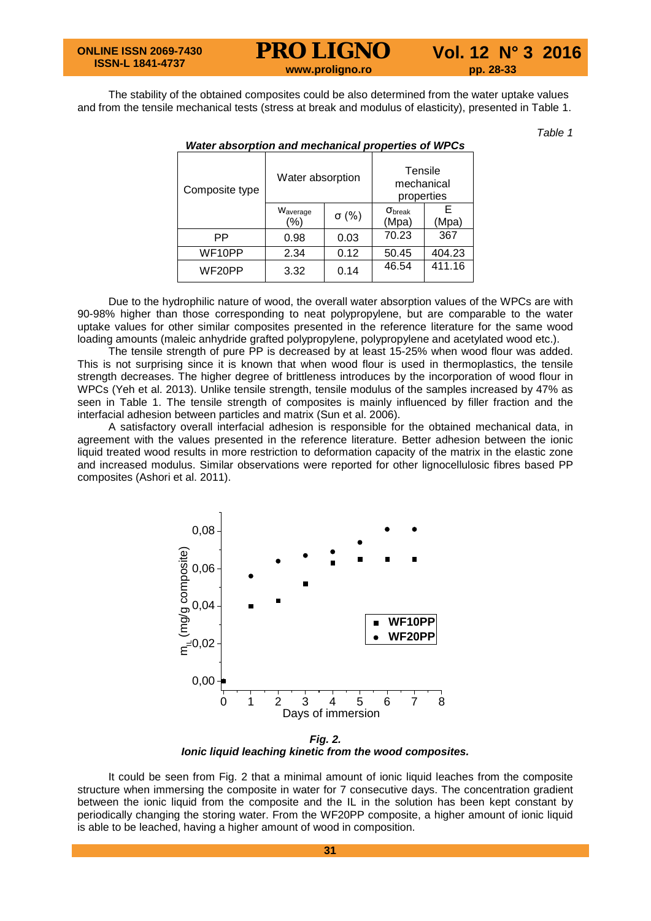The stability of the obtained composites could be also determined from the water uptake values and from the tensile mechanical tests (stress at break and modulus of elasticity), presented in Table 1.

*Table 1*

***Water absorption and mechanical properties of WPCs***

| Composite type | Water absorption | | Tensile mechanical properties | |
|---|---|---|---|---|
| | $W_{average}$ (%) | σ (%) | $\sigma_{break}$ (Mpa) | E (Mpa) |
| PP | 0.98 | 0.03 | 70.23 | 367 |
| WF10PP | 2.34 | 0.12 | 50.45 | 404.23 |
| WF20PP | 3.32 | 0.14 | 46.54 | 411.16 |

Due to the hydrophilic nature of wood, the overall water absorption values of the WPCs are with 90-98% higher than those corresponding to neat polypropylene, but are comparable to the water uptake values for other similar composites presented in the reference literature for the same wood loading amounts (maleic anhydride grafted polypropylene, polypropylene and acetylated wood etc.).

The tensile strength of pure PP is decreased by at least 15-25% when wood flour was added. This is not surprising since it is known that when wood flour is used in thermoplastics, the tensile strength decreases. The higher degree of brittleness introduces by the incorporation of wood flour in WPCs (Yeh et al. 2013). Unlike tensile strength, tensile modulus of the samples increased by 47% as seen in Table 1. The tensile strength of composites is mainly influenced by filler fraction and the interfacial adhesion between particles and matrix (Sun et al. 2006).

A satisfactory overall interfacial adhesion is responsible for the obtained mechanical data, in agreement with the values presented in the reference literature. Better adhesion between the ionic liquid treated wood results in more restriction to deformation capacity of the matrix in the elastic zone and increased modulus. Similar observations were reported for other lignocellulosic fibres based PP composites (Ashori et al. 2011).

***Fig. 2.***
***Ionic liquid leaching kinetic from the wood composites.***

It could be seen from Fig. 2 that a minimal amount of ionic liquid leaches from the composite structure when immersing the composite in water for 7 consecutive days. The concentration gradient between the ionic liquid from the composite and the IL in the solution has been kept constant by periodically changing the storing water. From the WF20PP composite, a higher amount of ionic liquid is able to be leached, having a higher amount of wood in composition.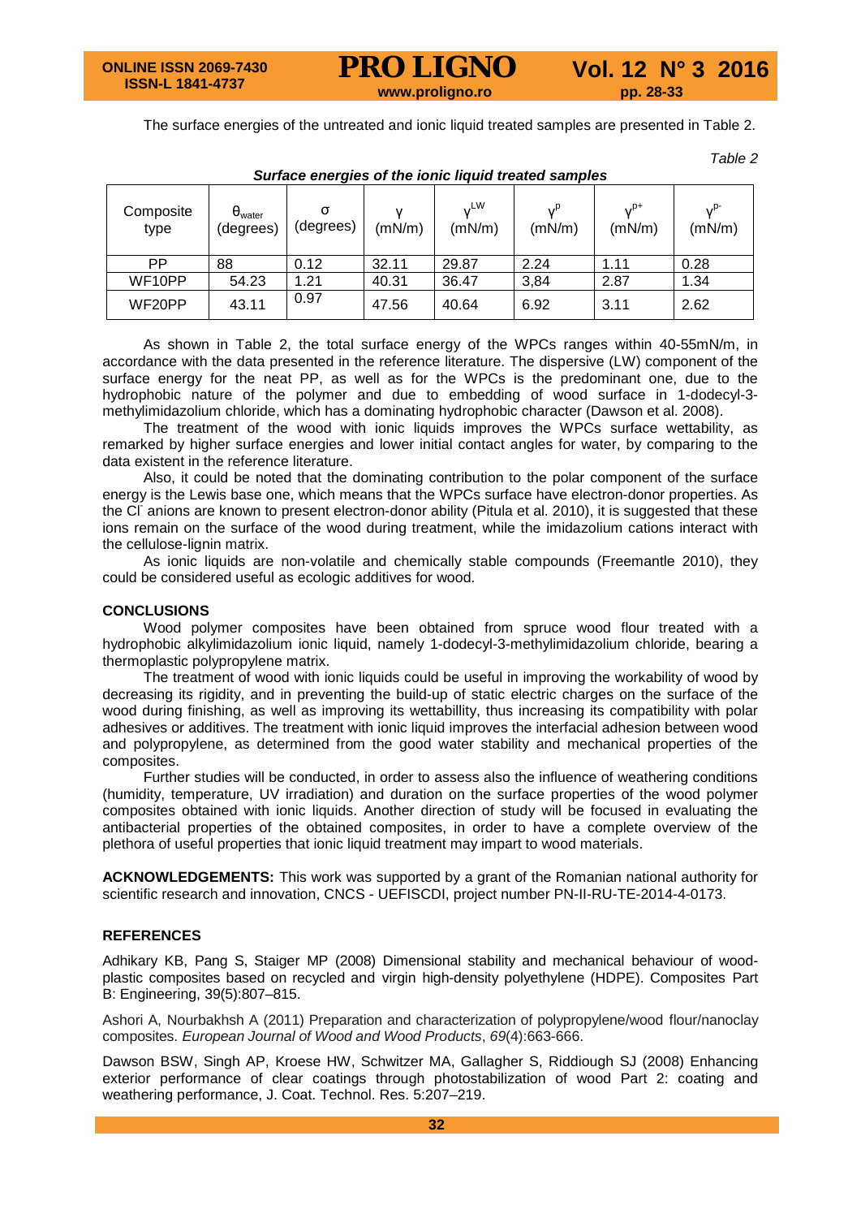The surface energies of the untreated and ionic liquid treated samples are presented in Table 2.

*Table 2*

***Surface energies of the ionic liquid treated samples***

| Composite type | $\theta_{water}$ (degrees) | σ (degrees) | γ (mN/m) | $\gamma^{LW}$ (mN/m) | $\gamma^{p}$ (mN/m) | $\gamma^{p+}$ (mN/m) | $\gamma^{p-}$ (mN/m) |
|---|---|---|---|---|---|---|---|
| PP | 88 | 0.12 | 32.11 | 29.87 | 2.24 | 1.11 | 0.28 |
| WF10PP | 54.23 | 1.21 | 40.31 | 36.47 | 3,84 | 2.87 | 1.34 |
| WF20PP | 43.11 | 0.97 | 47.56 | 40.64 | 6.92 | 3.11 | 2.62 |

As shown in Table 2, the total surface energy of the WPCs ranges within 40-55mN/m, in accordance with the data presented in the reference literature. The dispersive (LW) component of the surface energy for the neat PP, as well as for the WPCs is the predominant one, due to the hydrophobic nature of the polymer and due to embedding of wood surface in 1-dodecyl-3-methylimidazolium chloride, which has a dominating hydrophobic character (Dawson et al. 2008).

The treatment of the wood with ionic liquids improves the WPCs surface wettability, as remarked by higher surface energies and lower initial contact angles for water, by comparing to the data existent in the reference literature.

Also, it could be noted that the dominating contribution to the polar component of the surface energy is the Lewis base one, which means that the WPCs surface have electron-donor properties. As the $Cl^-$ anions are known to present electron-donor ability (Pitula et al. 2010), it is suggested that these ions remain on the surface of the wood during treatment, while the imidazolium cations interact with the cellulose-lignin matrix.

As ionic liquids are non-volatile and chemically stable compounds (Freemantle 2010), they could be considered useful as ecologic additives for wood.

## CONCLUSIONS

Wood polymer composites have been obtained from spruce wood flour treated with a hydrophobic alkylimidazolium ionic liquid, namely 1-dodecyl-3-methylimidazolium chloride, bearing a thermoplastic polypropylene matrix.

The treatment of wood with ionic liquids could be useful in improving the workability of wood by decreasing its rigidity, and in preventing the build-up of static electric charges on the surface of the wood during finishing, as well as improving its wettabillity, thus increasing its compatibility with polar adhesives or additives. The treatment with ionic liquid improves the interfacial adhesion between wood and polypropylene, as determined from the good water stability and mechanical properties of the composites.

Further studies will be conducted, in order to assess also the influence of weathering conditions (humidity, temperature, UV irradiation) and duration on the surface properties of the wood polymer composites obtained with ionic liquids. Another direction of study will be focused in evaluating the antibacterial properties of the obtained composites, in order to have a complete overview of the plethora of useful properties that ionic liquid treatment may impart to wood materials.

**ACKNOWLEDGEMENTS:** This work was supported by a grant of the Romanian national authority for scientific research and innovation, CNCS - UEFISCDI, project number PN-II-RU-TE-2014-4-0173.

## REFERENCES

Adhikary KB, Pang S, Staiger MP (2008) Dimensional stability and mechanical behaviour of wood-plastic composites based on recycled and virgin high-density polyethylene (HDPE). Composites Part B: Engineering, 39(5):807–815.

Ashori A, Nourbakhsh A (2011) Preparation and characterization of polypropylene/wood flour/nanoclay composites. *European Journal of Wood and Wood Products*, *69*(4):663-666.

Dawson BSW, Singh AP, Kroese HW, Schwitzer MA, Gallagher S, Riddiough SJ (2008) Enhancing exterior performance of clear coatings through photostabilization of wood Part 2: coating and weathering performance, J. Coat. Technol. Res. 5:207–219.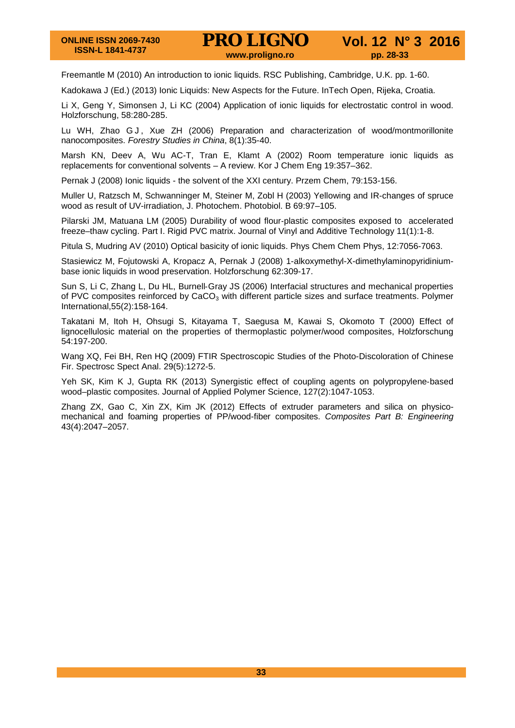Freemantle M (2010) An introduction to ionic liquids. RSC Publishing, Cambridge, U.K. pp. 1-60.

Kadokawa J (Ed.) (2013) Ionic Liquids: New Aspects for the Future. InTech Open, Rijeka, Croatia.

Li X, Geng Y, Simonsen J, Li KC (2004) Application of ionic liquids for electrostatic control in wood. Holzforschung, 58:280-285.

Lu WH, Zhao G J, Xue ZH (2006) Preparation and characterization of wood/montmorillonite nanocomposites. *Forestry Studies in China*, 8(1):35-40.

Marsh KN, Deev A, Wu AC-T, Tran E, Klamt A (2002) Room temperature ionic liquids as replacements for conventional solvents – A review. Kor J Chem Eng 19:357–362.

Pernak J (2008) Ionic liquids - the solvent of the XXI century. Przem Chem, 79:153-156.

Muller U, Ratzsch M, Schwanninger M, Steiner M, Zobl H (2003) Yellowing and IR-changes of spruce wood as result of UV-irradiation, J. Photochem. Photobiol. B 69:97–105.

Pilarski JM, Matuana LM (2005) Durability of wood flour-plastic composites exposed to accelerated freeze–thaw cycling. Part I. Rigid PVC matrix. Journal of Vinyl and Additive Technology 11(1):1-8.

Pitula S, Mudring AV (2010) Optical basicity of ionic liquids. Phys Chem Chem Phys, 12:7056-7063.

Stasiewicz M, Fojutowski A, Kropacz A, Pernak J (2008) 1-alkoxymethyl-X-dimethylaminopyridinium-base ionic liquids in wood preservation. Holzforschung 62:309-17.

Sun S, Li C, Zhang L, Du HL, Burnell‐Gray JS (2006) Interfacial structures and mechanical properties of PVC composites reinforced by $CaCO_3$ with different particle sizes and surface treatments. Polymer International,55(2):158-164.

Takatani M, Itoh H, Ohsugi S, Kitayama T, Saegusa M, Kawai S, Okomoto T (2000) Effect of lignocellulosic material on the properties of thermoplastic polymer/wood composites, Holzforschung 54:197-200.

Wang XQ, Fei BH, Ren HQ (2009) FTIR Spectroscopic Studies of the Photo-Discoloration of Chinese Fir. Spectrosc Spect Anal. 29(5):1272-5.

Yeh SK, Kim K J, Gupta RK (2013) Synergistic effect of coupling agents on polypropylene‐based wood–plastic composites. Journal of Applied Polymer Science, 127(2):1047-1053.

Zhang ZX, Gao C, Xin ZX, Kim JK (2012) Effects of extruder parameters and silica on physico-mechanical and foaming properties of PP/wood-fiber composites. *Composites Part B: Engineering* 43(4):2047–2057.